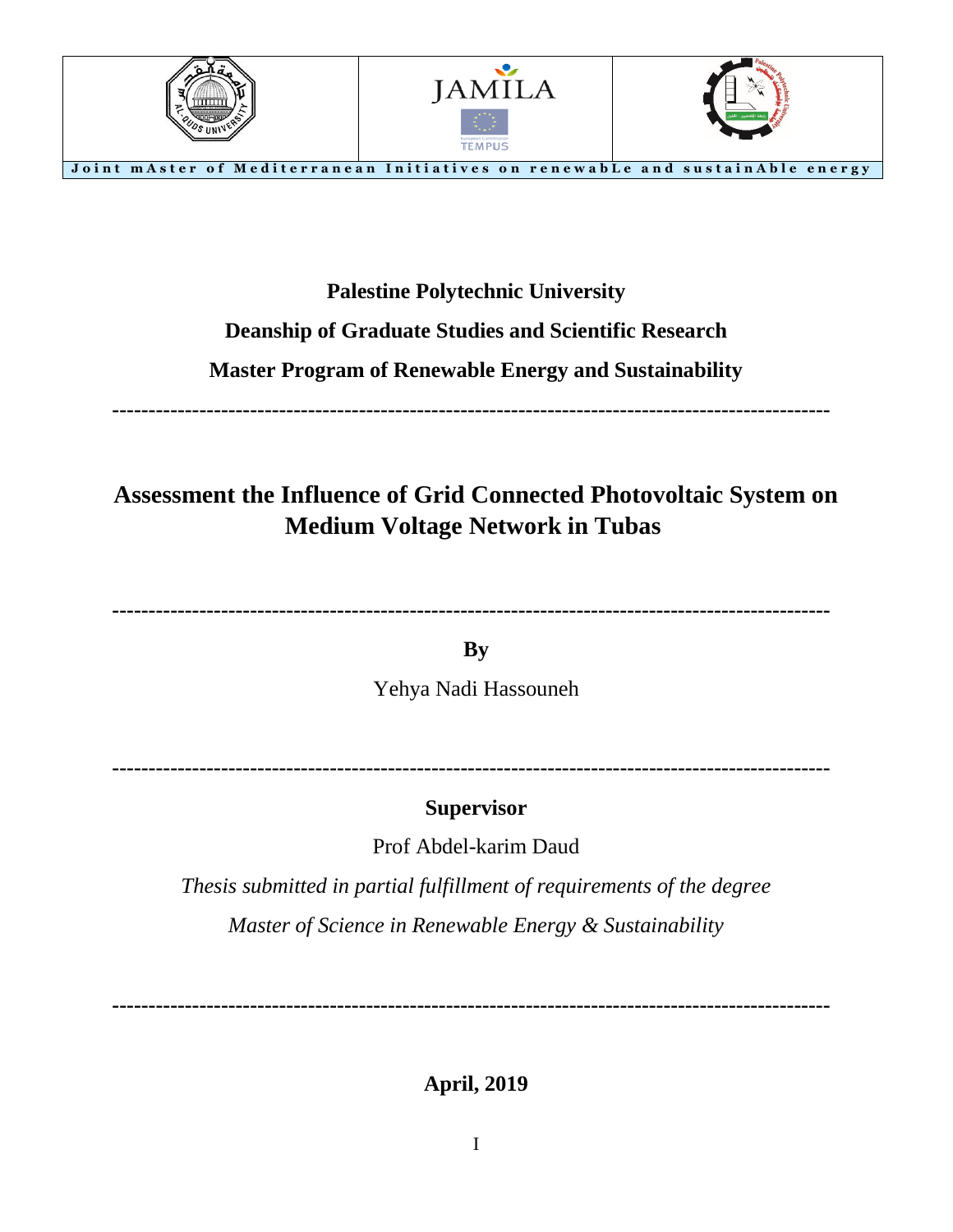JAMILA

TEMPUS

Joint mAster of Mediterranean Initiatives on renewabLe and sustainAble energy

**Palestine Polytechnic University**

**Deanship of Graduate Studies and Scientific Research**

**Master Program of Renewable Energy and Sustainability**

---

# Assessment the Influence of Grid Connected Photovoltaic System on Medium Voltage Network in Tubas

---

**By**

Yehya Nadi Hassouneh

---

**Supervisor**

Prof Abdel-karim Daud

*Thesis submitted in partial fulfillment of requirements of the degree*

*Master of Science in Renewable Energy & Sustainability*

---

**April, 2019**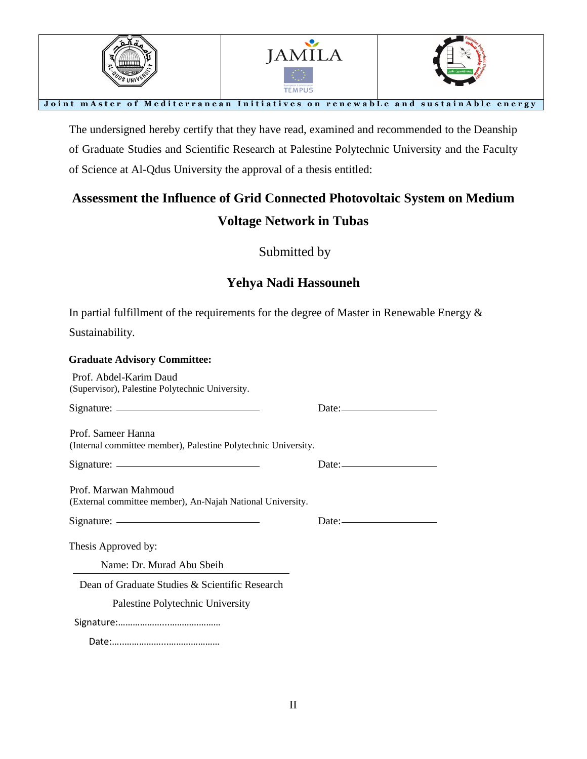Joint mAster of Mediterranean Initiatives on renewabLe and sustainAble energy

The undersigned hereby certify that they have read, examined and recommended to the Deanship of Graduate Studies and Scientific Research at Palestine Polytechnic University and the Faculty of Science at Al-Qdus University the approval of a thesis entitled:

**Assessment the Influence of Grid Connected Photovoltaic System on Medium Voltage Network in Tubas**

Submitted by

**Yehya Nadi Hassouneh**

In partial fulfillment of the requirements for the degree of Master in Renewable Energy & Sustainability.

**Graduate Advisory Committee:**

Prof. Abdel-Karim Daud
(Supervisor), Palestine Polytechnic University.

Signature: ____________________ Date: ______________

Prof. Sameer Hanna
(Internal committee member), Palestine Polytechnic University.

Signature: ____________________ Date: ______________

Prof. Marwan Mahmoud
(External committee member), An-Najah National University.

Signature: ____________________ Date: ______________

Thesis Approved by:

Name: Dr. Murad Abu Sbeih

Dean of Graduate Studies & Scientific Research

Palestine Polytechnic University

Signature:………………………………….

Date:…………………………………….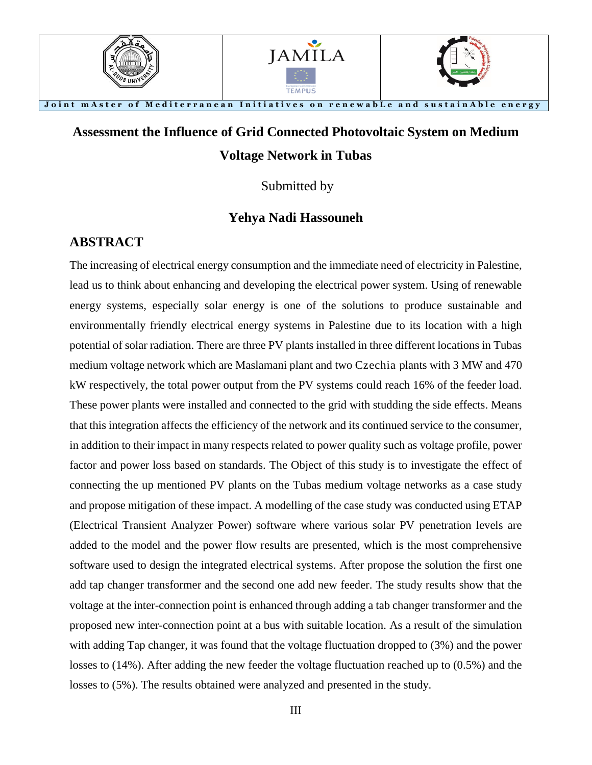Joint mAster of Mediterranean Initiatives on renewabLe and sustainAble energy

# Assessment the Influence of Grid Connected Photovoltaic System on Medium Voltage Network in Tubas

Submitted by

**Yehya Nadi Hassouneh**

## ABSTRACT

The increasing of electrical energy consumption and the immediate need of electricity in Palestine, lead us to think about enhancing and developing the electrical power system. Using of renewable energy systems, especially solar energy is one of the solutions to produce sustainable and environmentally friendly electrical energy systems in Palestine due to its location with a high potential of solar radiation. There are three PV plants installed in three different locations in Tubas medium voltage network which are Maslamani plant and two Czechia plants with 3 MW and 470 kW respectively, the total power output from the PV systems could reach 16% of the feeder load. These power plants were installed and connected to the grid with studding the side effects. Means that this integration affects the efficiency of the network and its continued service to the consumer, in addition to their impact in many respects related to power quality such as voltage profile, power factor and power loss based on standards. The Object of this study is to investigate the effect of connecting the up mentioned PV plants on the Tubas medium voltage networks as a case study and propose mitigation of these impact. A modelling of the case study was conducted using ETAP (Electrical Transient Analyzer Power) software where various solar PV penetration levels are added to the model and the power flow results are presented, which is the most comprehensive software used to design the integrated electrical systems. After propose the solution the first one add tap changer transformer and the second one add new feeder. The study results show that the voltage at the inter-connection point is enhanced through adding a tab changer transformer and the proposed new inter-connection point at a bus with suitable location. As a result of the simulation with adding Tap changer, it was found that the voltage fluctuation dropped to (3%) and the power losses to (14%). After adding the new feeder the voltage fluctuation reached up to (0.5%) and the losses to (5%). The results obtained were analyzed and presented in the study.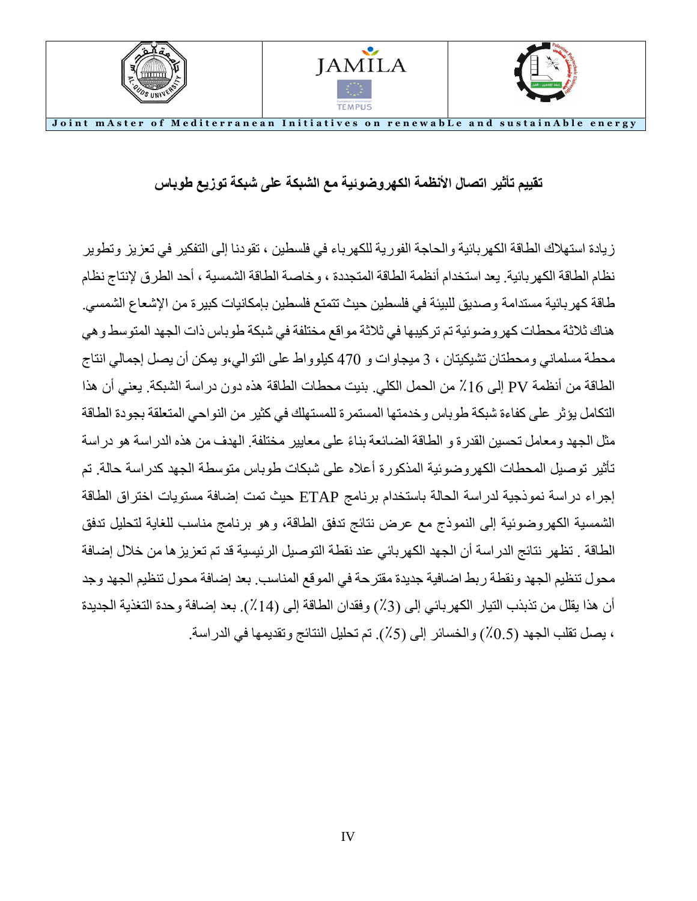Joint mAster of Mediterranean Initiatives on renewabLe and sustainAble energy

## تقييم تأثير اتصال الأنظمة الكهروضوئية مع الشبكة على شبكة توزيع طوباس

زيادة استهلاك الطاقة الكهربائية والحاجة الفورية للكهرباء في فلسطين ، تقودنا إلى التفكير في تعزيز وتطوير نظام الطاقة الكهربائية. يعد استخدام أنظمة الطاقة المتجددة ، وخاصة الطاقة الشمسية ، أحد الطرق لإنتاج نظام طاقة كهربائية مستدامة وصديق للبيئة في فلسطين حيث تتمتع فلسطين بإمكانيات كبيرة من الإشعاع الشمسي. هناك ثلاثة محطات كهروضوئية تم تركيبها في ثلاثة مواقع مختلفة في شبكة طوباس ذات الجهد المتوسط وهي محطة مسلماني ومحطتان تشيكيتان ، 3 ميجاوات و 470 كيلوواط على التوالي،و يمكن أن يصل إجمالي انتاج الطاقة من أنظمة PV إلى 16٪ من الحمل الكلي. بنيت محطات الطاقة هذه دون دراسة الشبكة. يعني أن هذا التكامل يؤثر على كفاءة شبكة طوباس وخدمتها المستمرة للمستهلك في كثير من النواحي المتعلقة بجودة الطاقة مثل الجهد ومعامل تحسين القدرة و الطاقة الضائعة بناءً على معايير مختلفة. الهدف من هذه الدراسة هو دراسة تأثير توصيل المحطات الكهروضوئية المذكورة أعلاه على شبكات طوباس متوسطة الجهد كدراسة حالة. تم إجراء دراسة نموذجية لدراسة الحالة باستخدام برنامج ETAP حيث تمت إضافة مستويات اختراق الطاقة الشمسية الكهروضوئية إلى النموذج مع عرض نتائج تدفق الطاقة، وهو برنامج مناسب للغاية لتحليل تدفق الطاقة . تظهر نتائج الدراسة أن الجهد الكهربائي عند نقطة التوصيل الرئيسية قد تم تعزيزها من خلال إضافة محول تنظيم الجهد ونقطة ربط اضافية جديدة مقترحة في الموقع المناسب. بعد إضافة محول تنظيم الجهد وجد أن هذا يقلل من تذبذب التيار الكهربائي إلى (3٪) وفقدان الطاقة إلى (14٪). بعد إضافة وحدة التغذية الجديدة ، يصل تقلب الجهد (0.5٪) والخسائر إلى (5٪). تم تحليل النتائج وتقديمها في الدراسة.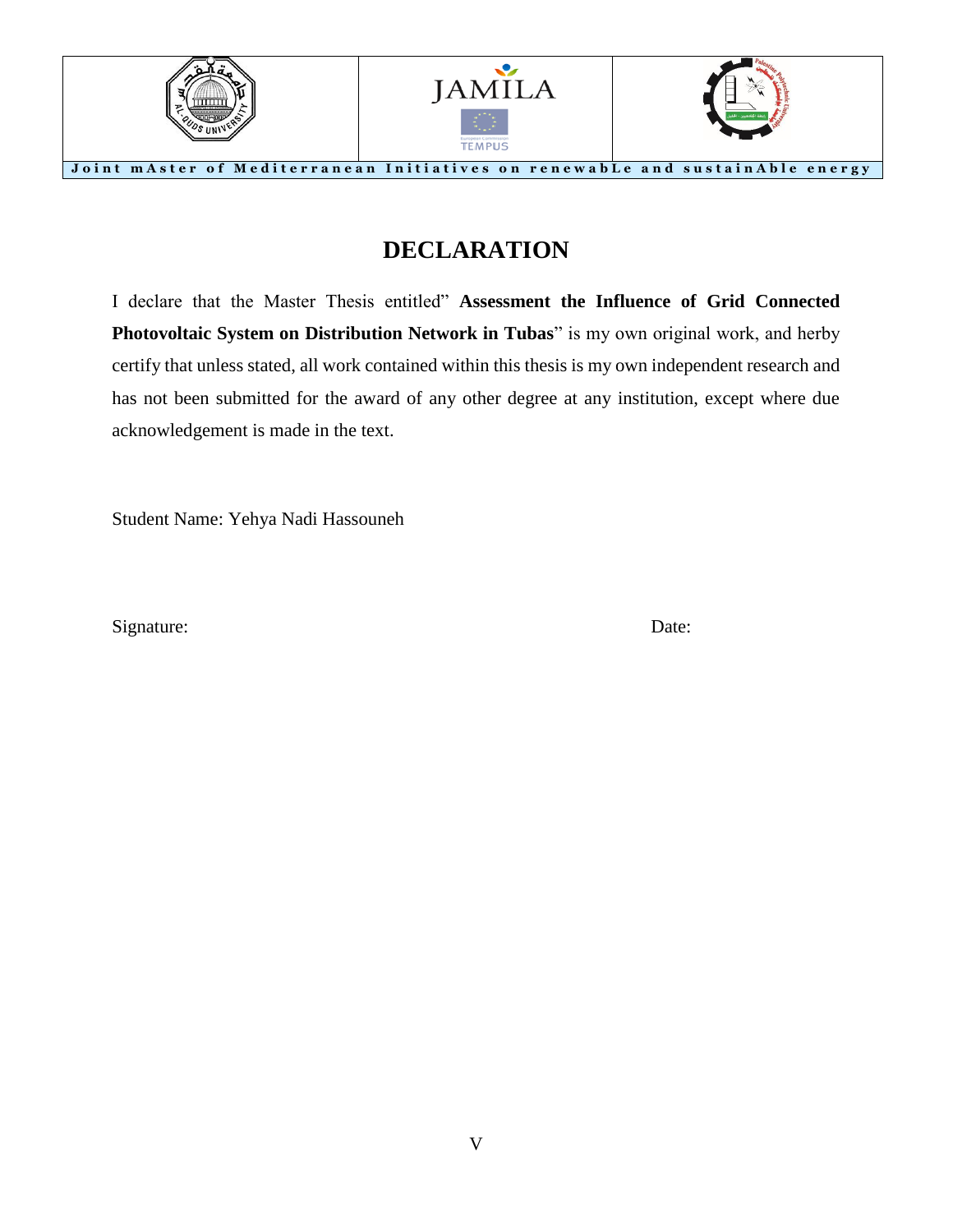# DECLARATION

I declare that the Master Thesis entitled" **Assessment the Influence of Grid Connected Photovoltaic System on Distribution Network in Tubas**" is my own original work, and herby certify that unless stated, all work contained within this thesis is my own independent research and has not been submitted for the award of any other degree at any institution, except where due acknowledgement is made in the text.

Student Name: Yehya Nadi Hassouneh

Signature: Date: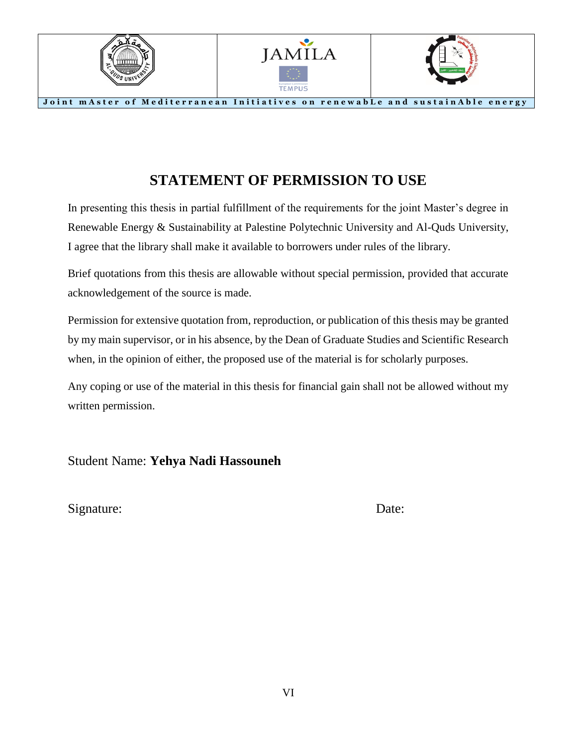# STATEMENT OF PERMISSION TO USE

In presenting this thesis in partial fulfillment of the requirements for the joint Master's degree in Renewable Energy & Sustainability at Palestine Polytechnic University and Al-Quds University, I agree that the library shall make it available to borrowers under rules of the library.

Brief quotations from this thesis are allowable without special permission, provided that accurate acknowledgement of the source is made.

Permission for extensive quotation from, reproduction, or publication of this thesis may be granted by my main supervisor, or in his absence, by the Dean of Graduate Studies and Scientific Research when, in the opinion of either, the proposed use of the material is for scholarly purposes.

Any coping or use of the material in this thesis for financial gain shall not be allowed without my written permission.

Student Name: **Yehya Nadi Hassouneh**

Signature: Date: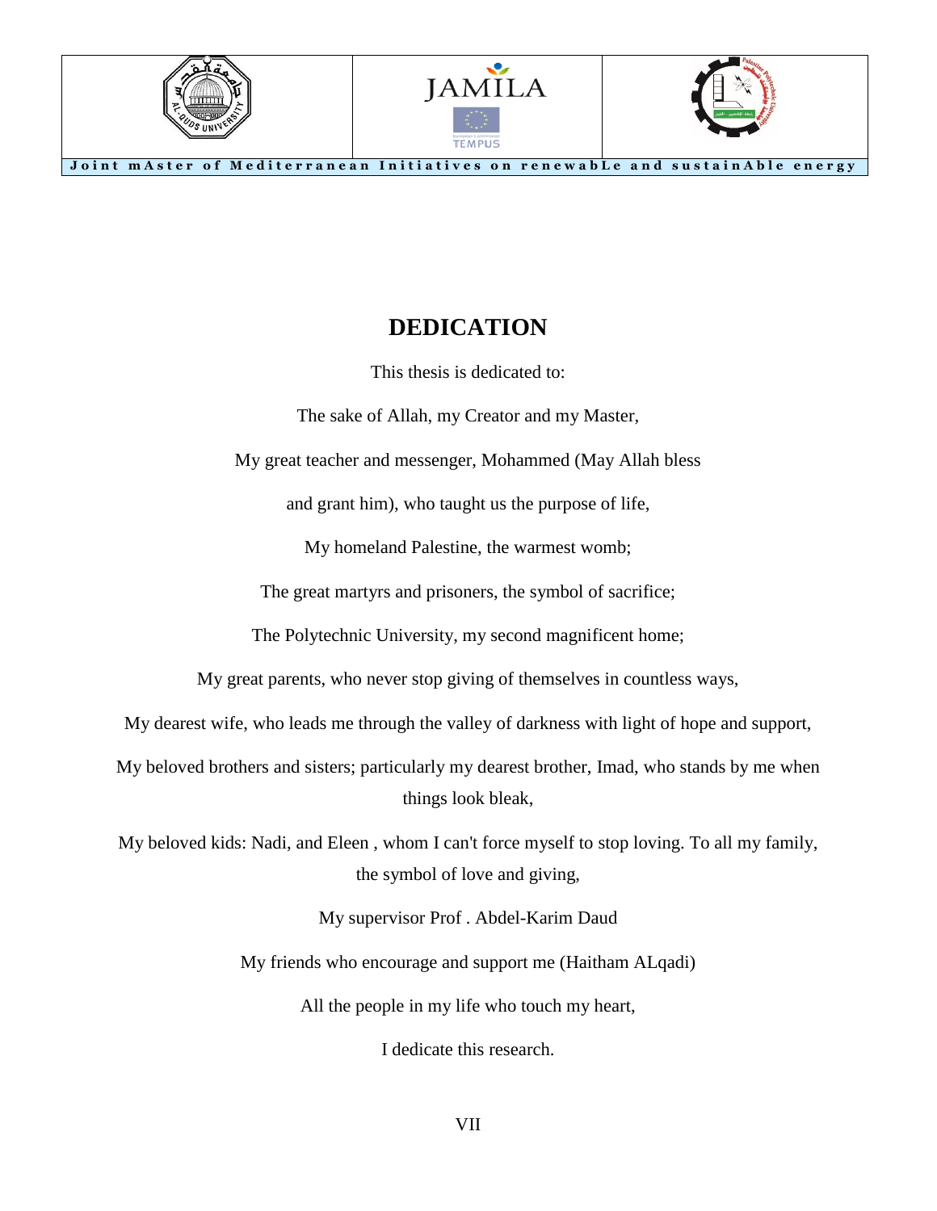# DEDICATION

This thesis is dedicated to:

The sake of Allah, my Creator and my Master,

My great teacher and messenger, Mohammed (May Allah bless

and grant him), who taught us the purpose of life,

My homeland Palestine, the warmest womb;

The great martyrs and prisoners, the symbol of sacrifice;

The Polytechnic University, my second magnificent home;

My great parents, who never stop giving of themselves in countless ways,

My dearest wife, who leads me through the valley of darkness with light of hope and support,

My beloved brothers and sisters; particularly my dearest brother, Imad, who stands by me when things look bleak,

My beloved kids: Nadi, and Eleen , whom I can't force myself to stop loving. To all my family, the symbol of love and giving,

My supervisor Prof . Abdel-Karim Daud

My friends who encourage and support me (Haitham ALqadi)

All the people in my life who touch my heart,

I dedicate this research.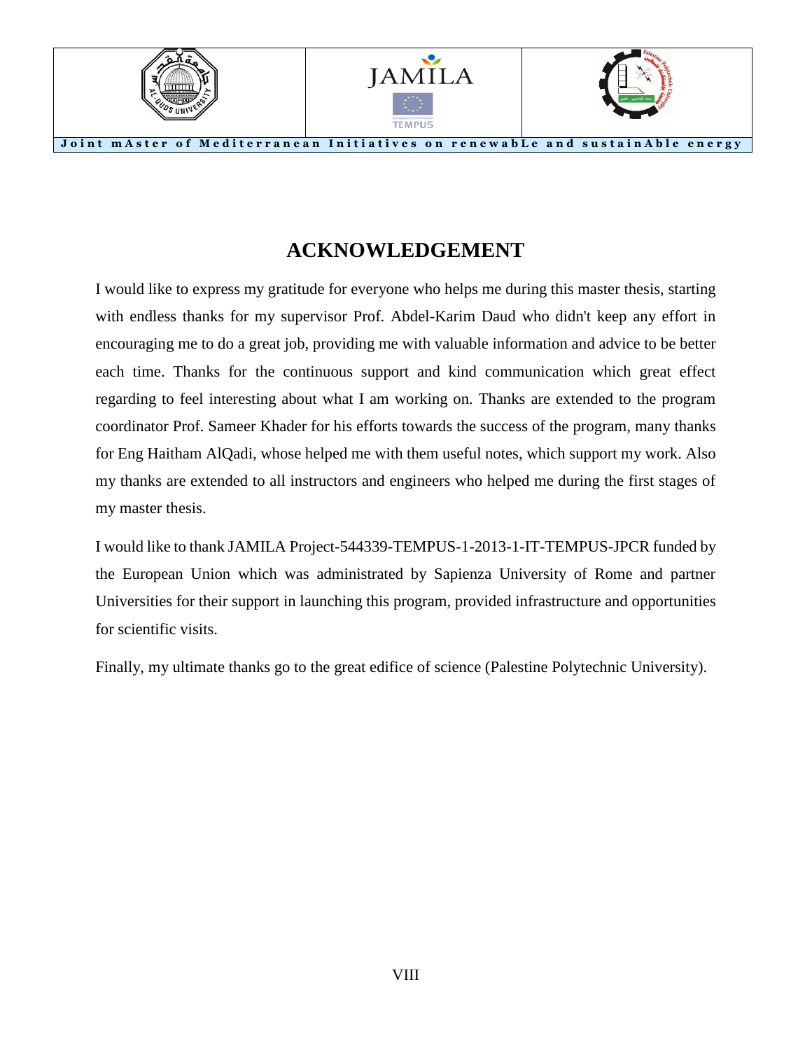# ACKNOWLEDGEMENT

I would like to express my gratitude for everyone who helps me during this master thesis, starting with endless thanks for my supervisor Prof. Abdel-Karim Daud who didn't keep any effort in encouraging me to do a great job, providing me with valuable information and advice to be better each time. Thanks for the continuous support and kind communication which great effect regarding to feel interesting about what I am working on. Thanks are extended to the program coordinator Prof. Sameer Khader for his efforts towards the success of the program, many thanks for Eng Haitham AlQadi, whose helped me with them useful notes, which support my work. Also my thanks are extended to all instructors and engineers who helped me during the first stages of my master thesis.

I would like to thank JAMILA Project-544339-TEMPUS-1-2013-1-IT-TEMPUS-JPCR funded by the European Union which was administrated by Sapienza University of Rome and partner Universities for their support in launching this program, provided infrastructure and opportunities for scientific visits.

Finally, my ultimate thanks go to the great edifice of science (Palestine Polytechnic University).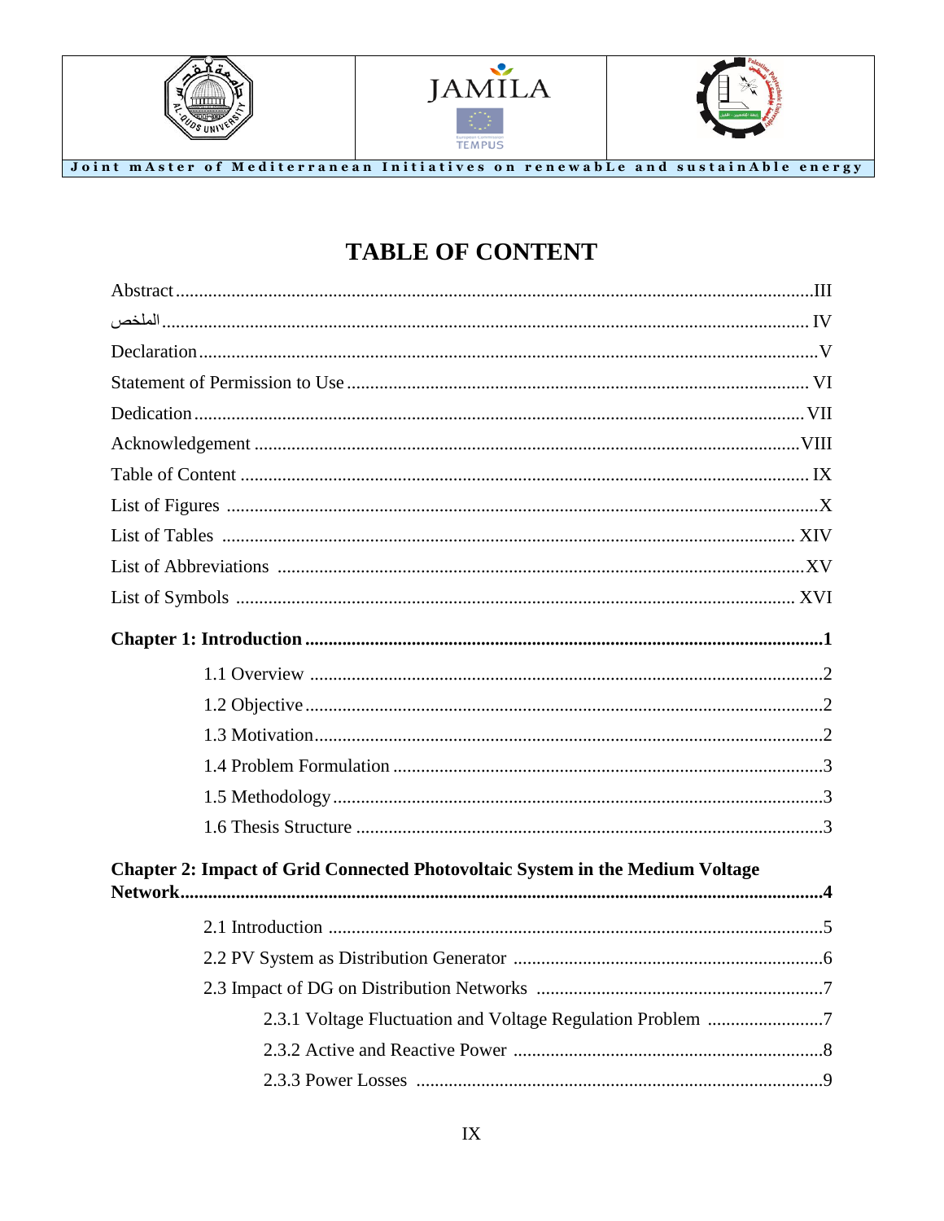# TABLE OF CONTENT

Abstract ........................................................................................................................III

الملخص ........................................................................................................................ IV

Declaration ....................................................................................................................V

Statement of Permission to Use ................................................................................... VI

Dedication ................................................................................................................... VII

Acknowledgement ...................................................................................................... VIII

Table of Content .......................................................................................................... IX

List of Figures ..............................................................................................................X

List of Tables .............................................................................................................. XIV

List of Abbreviations ................................................................................................... XV

List of Symbols ........................................................................................................... XVI

**Chapter 1: Introduction ..............................................................................................1**

- 1.1 Overview .............................................................................................2
- 1.2 Objective ..............................................................................................2
- 1.3 Motivation.............................................................................................2
- 1.4 Problem Formulation ............................................................................3
- 1.5 Methodology.........................................................................................3
- 1.6 Thesis Structure ....................................................................................3

**Chapter 2: Impact of Grid Connected Photovoltaic System in the Medium Voltage Network.........................................................................................................................4**

- 2.1 Introduction ..........................................................................................5
- 2.2 PV System as Distribution Generator ..................................................6
- 2.3 Impact of DG on Distribution Networks .............................................7
  - 2.3.1 Voltage Fluctuation and Voltage Regulation Problem .........................7
  - 2.3.2 Active and Reactive Power ..................................................................8
  - 2.3.3 Power Losses .......................................................................................9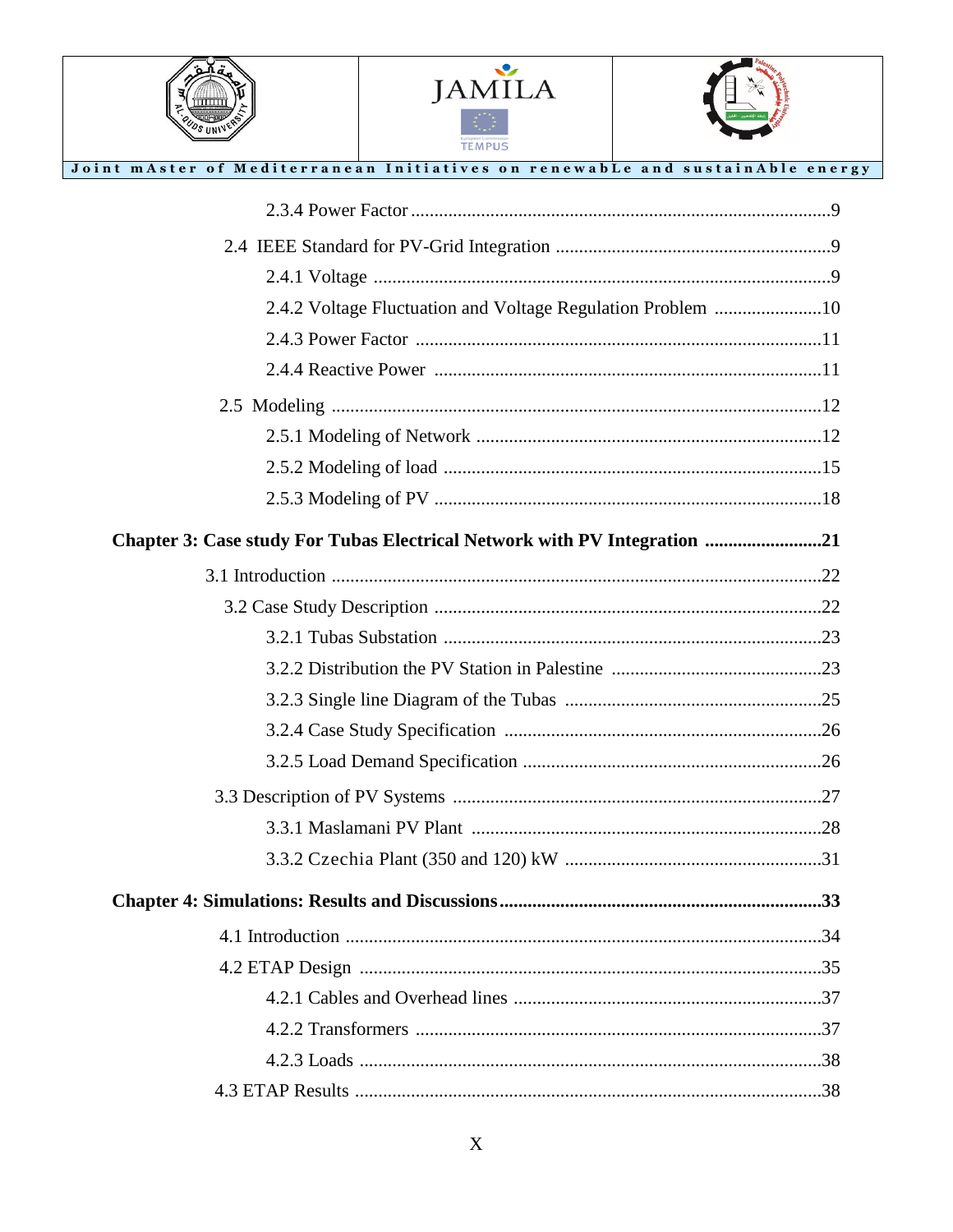2.3.4 Power Factor .........................................................................................9

2.4 IEEE Standard for PV-Grid Integration ..........................................................9

2.4.1 Voltage ................................................................................................9

2.4.2 Voltage Fluctuation and Voltage Regulation Problem .......................10

2.4.3 Power Factor ......................................................................................11

2.4.4 Reactive Power ..................................................................................11

2.5 Modeling ........................................................................................................12

2.5.1 Modeling of Network .........................................................................12

2.5.2 Modeling of load ................................................................................15

2.5.3 Modeling of PV ..................................................................................18

**Chapter 3: Case study For Tubas Electrical Network with PV Integration .........................21**

3.1 Introduction .......................................................................................................22

3.2 Case Study Description ..................................................................................22

3.2.1 Tubas Substation ................................................................................23

3.2.2 Distribution the PV Station in Palestine .............................................23

3.2.3 Single line Diagram of the Tubas ......................................................25

3.2.4 Case Study Specification ...................................................................26

3.2.5 Load Demand Specification ...............................................................26

3.3 Description of PV Systems ..............................................................................27

3.3.1 Maslamani PV Plant ..........................................................................28

3.3.2 Czechia Plant (350 and 120) kW .......................................................31

**Chapter 4: Simulations: Results and Discussions....................................................................33**

4.1 Introduction .....................................................................................................34

4.2 ETAP Design ..................................................................................................35

4.2.1 Cables and Overhead lines .................................................................37

4.2.2 Transformers ......................................................................................37

4.2.3 Loads ..................................................................................................38

4.3 ETAP Results ...................................................................................................38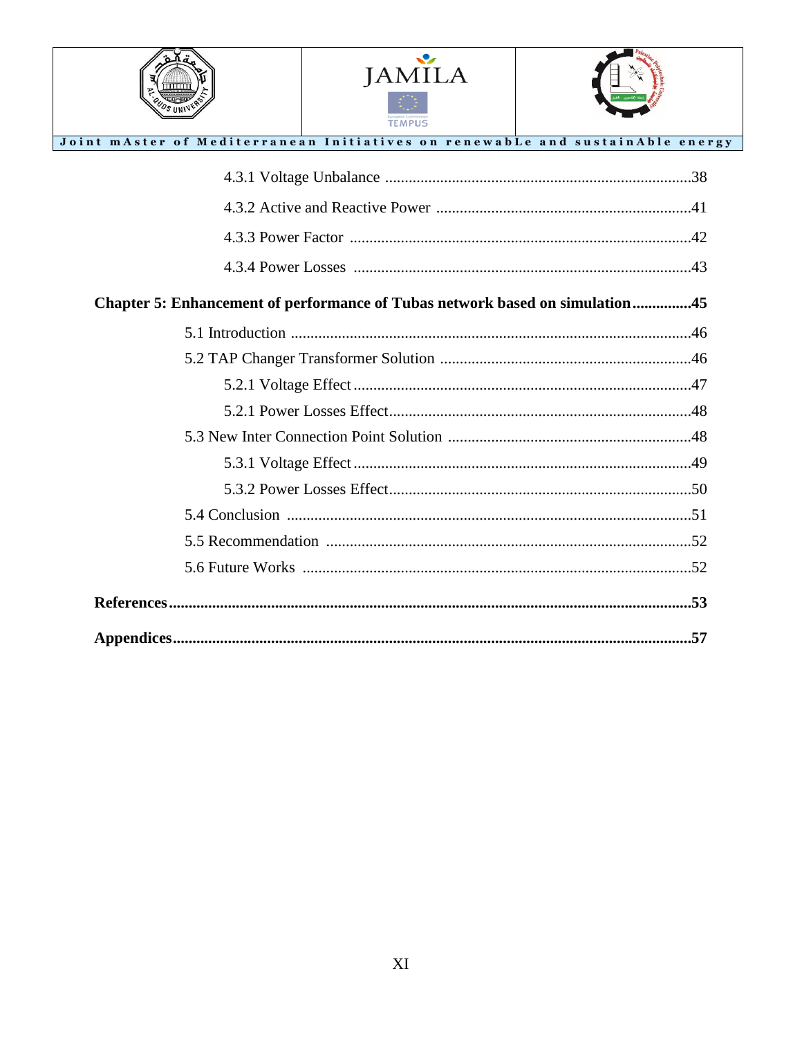4.3.1 Voltage Unbalance .....................................................................................38

4.3.2 Active and Reactive Power .........................................................................41

4.3.3 Power Factor ..................................................................................................42

4.3.4 Power Losses ..................................................................................................43

**Chapter 5: Enhancement of performance of Tubas network based on simulation...............45**

5.1 Introduction .........................................................................................................46

5.2 TAP Changer Transformer Solution ..................................................................46

5.2.1 Voltage Effect ...................................................................................................47

5.2.1 Power Losses Effect..........................................................................................48

5.3 New Inter Connection Point Solution .................................................................48

5.3.1 Voltage Effect ...................................................................................................49

5.3.2 Power Losses Effect..........................................................................................50

5.4 Conclusion ...........................................................................................................51

5.5 Recommendation .................................................................................................52

5.6 Future Works .......................................................................................................52

**References.....................................................................................................................53**

**Appendices...................................................................................................................57**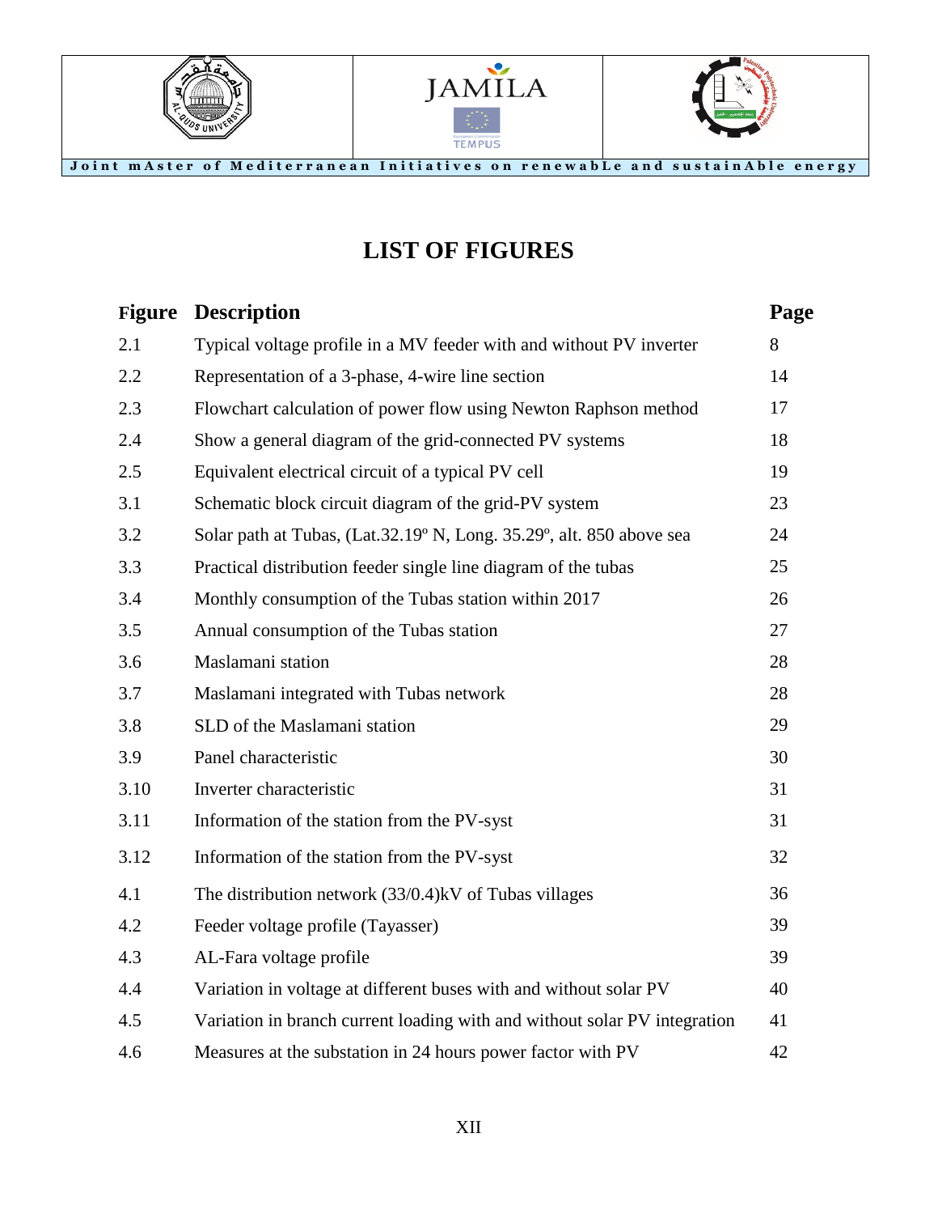# LIST OF FIGURES

| Figure | Description | Page |
|---|---|---|
| 2.1 | Typical voltage profile in a MV feeder with and without PV inverter | 8 |
| 2.2 | Representation of a 3-phase, 4-wire line section | 14 |
| 2.3 | Flowchart calculation of power flow using Newton Raphson method | 17 |
| 2.4 | Show a general diagram of the grid-connected PV systems | 18 |
| 2.5 | Equivalent electrical circuit of a typical PV cell | 19 |
| 3.1 | Schematic block circuit diagram of the grid-PV system | 23 |
| 3.2 | Solar path at Tubas, (Lat.32.19º N, Long. 35.29º, alt. 850 above sea | 24 |
| 3.3 | Practical distribution feeder single line diagram of the tubas | 25 |
| 3.4 | Monthly consumption of the Tubas station within 2017 | 26 |
| 3.5 | Annual consumption of the Tubas station | 27 |
| 3.6 | Maslamani station | 28 |
| 3.7 | Maslamani integrated with Tubas network | 28 |
| 3.8 | SLD of the Maslamani station | 29 |
| 3.9 | Panel characteristic | 30 |
| 3.10 | Inverter characteristic | 31 |
| 3.11 | Information of the station from the PV-syst | 31 |
| 3.12 | Information of the station from the PV-syst | 32 |
| 4.1 | The distribution network (33/0.4)kV of Tubas villages | 36 |
| 4.2 | Feeder voltage profile (Tayasser) | 39 |
| 4.3 | AL-Fara voltage profile | 39 |
| 4.4 | Variation in voltage at different buses with and without solar PV | 40 |
| 4.5 | Variation in branch current loading with and without solar PV integration | 41 |
| 4.6 | Measures at the substation in 24 hours power factor with PV | 42 |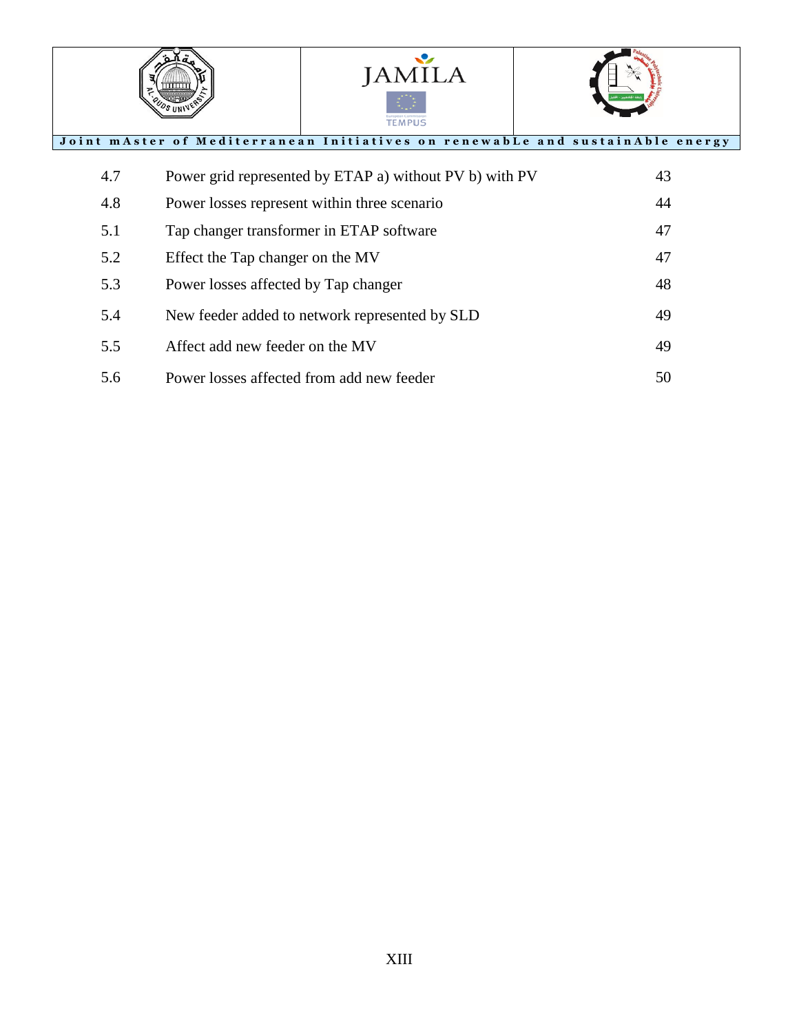| | | |
|---|---|---|
| 4.7 | Power grid represented by ETAP a) without PV b) with PV | 43 |
| 4.8 | Power losses represent within three scenario | 44 |
| 5.1 | Tap changer transformer in ETAP software | 47 |
| 5.2 | Effect the Tap changer on the MV | 47 |
| 5.3 | Power losses affected by Tap changer | 48 |
| 5.4 | New feeder added to network represented by SLD | 49 |
| 5.5 | Affect add new feeder on the MV | 49 |
| 5.6 | Power losses affected from add new feeder | 50 |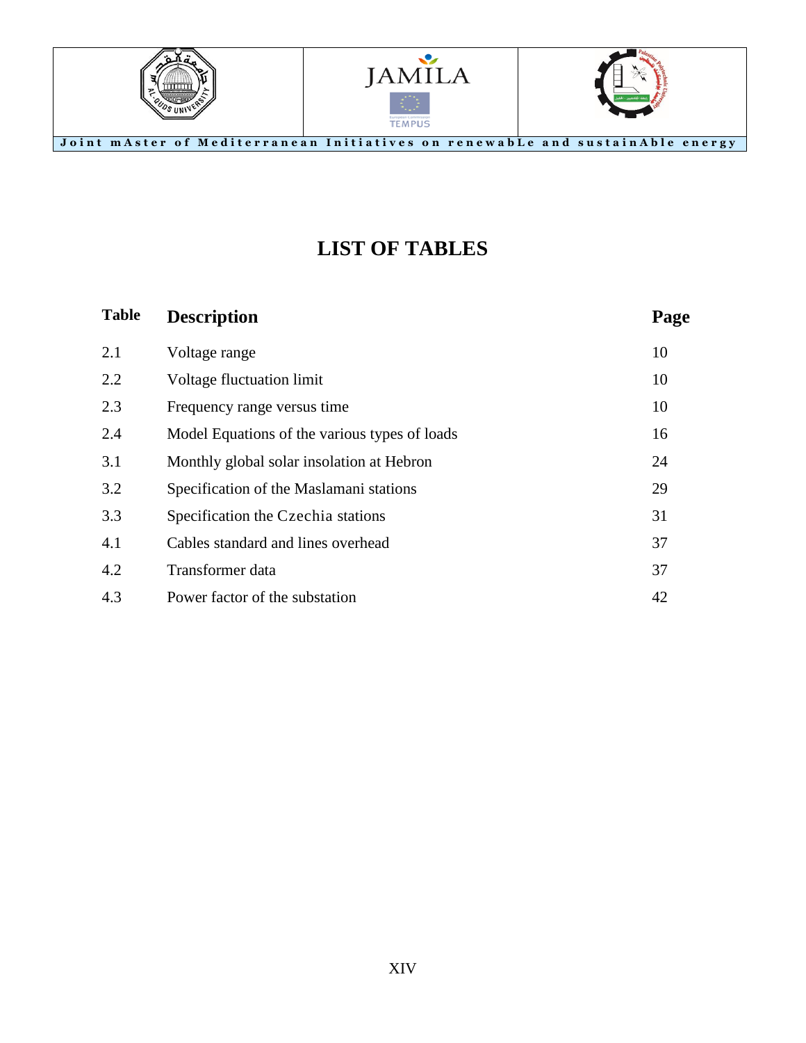# LIST OF TABLES

| Table | Description | Page |
|---|---|---|
| 2.1 | Voltage range | 10 |
| 2.2 | Voltage fluctuation limit | 10 |
| 2.3 | Frequency range versus time | 10 |
| 2.4 | Model Equations of the various types of loads | 16 |
| 3.1 | Monthly global solar insolation at Hebron | 24 |
| 3.2 | Specification of the Maslamani stations | 29 |
| 3.3 | Specification the Czechia stations | 31 |
| 4.1 | Cables standard and lines overhead | 37 |
| 4.2 | Transformer data | 37 |
| 4.3 | Power factor of the substation | 42 |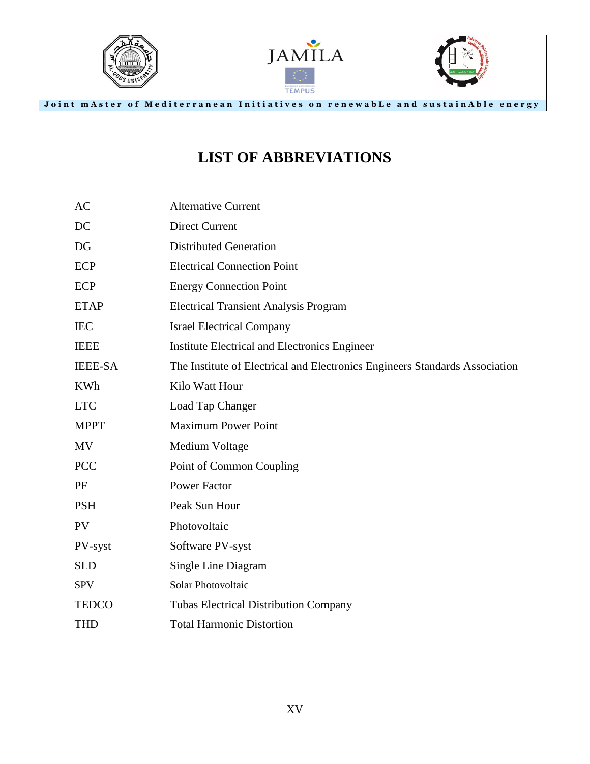# LIST OF ABBREVIATIONS

| | |
|---|---|
| AC | Alternative Current |
| DC | Direct Current |
| DG | Distributed Generation |
| ECP | Electrical Connection Point |
| ECP | Energy Connection Point |
| ETAP | Electrical Transient Analysis Program |
| IEC | Israel Electrical Company |
| IEEE | Institute Electrical and Electronics Engineer |
| IEEE-SA | The Institute of Electrical and Electronics Engineers Standards Association |
| KWh | Kilo Watt Hour |
| LTC | Load Tap Changer |
| MPPT | Maximum Power Point |
| MV | Medium Voltage |
| PCC | Point of Common Coupling |
| PF | Power Factor |
| PSH | Peak Sun Hour |
| PV | Photovoltaic |
| PV-syst | Software PV-syst |
| SLD | Single Line Diagram |
| SPV | Solar Photovoltaic |
| TEDCO | Tubas Electrical Distribution Company |
| THD | Total Harmonic Distortion |